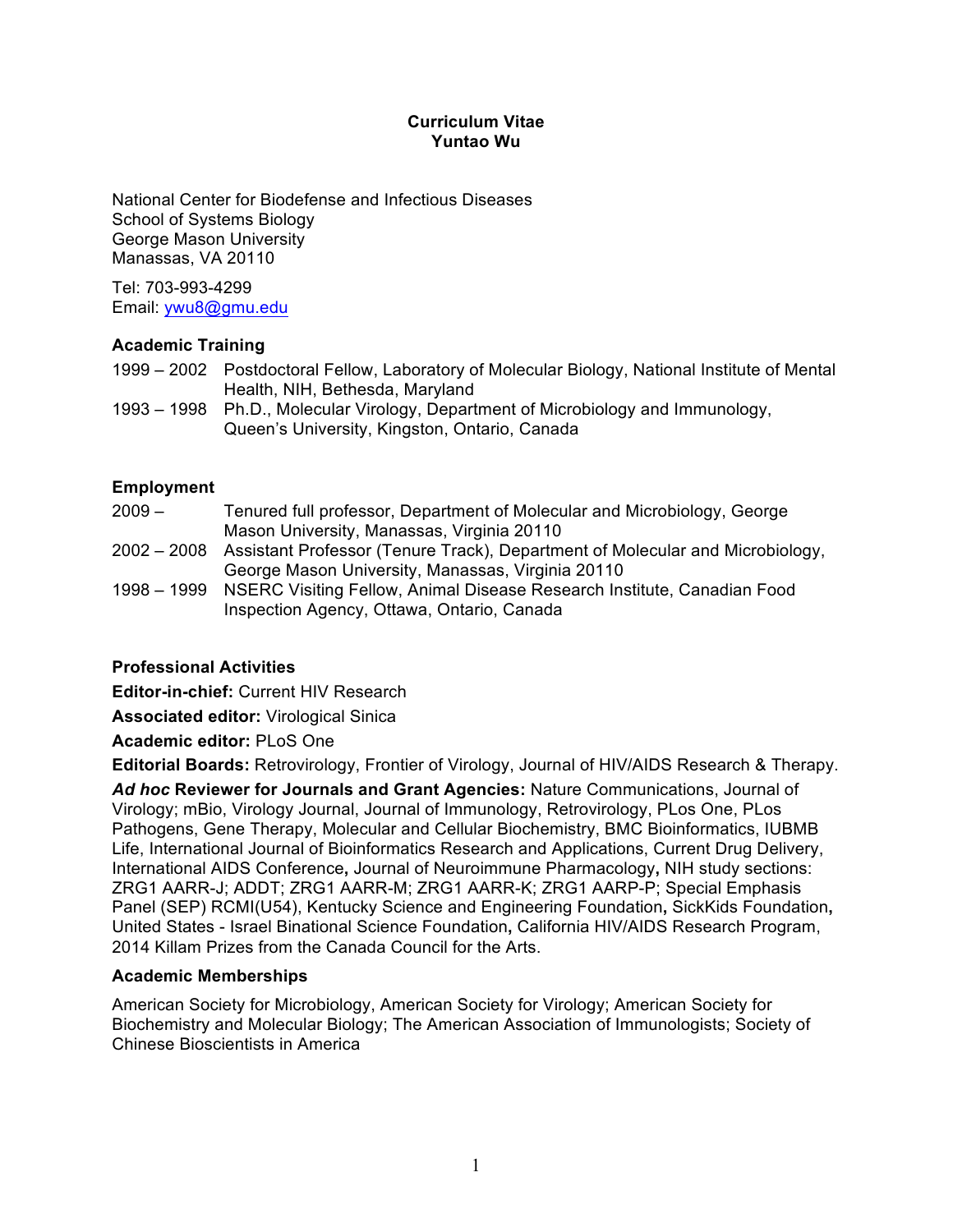# Curriculum Vitae
# Yuntao Wu

National Center for Biodefense and Infectious Diseases
School of Systems Biology
George Mason University
Manassas, VA 20110

Tel: 703-993-4299
Email: ywu8@gmu.edu

## Academic Training

1999 – 2002 Postdoctoral Fellow, Laboratory of Molecular Biology, National Institute of Mental Health, NIH, Bethesda, Maryland

1993 – 1998 Ph.D., Molecular Virology, Department of Microbiology and Immunology, Queen's University, Kingston, Ontario, Canada

## Employment

2009 – Tenured full professor, Department of Molecular and Microbiology, George Mason University, Manassas, Virginia 20110

2002 – 2008 Assistant Professor (Tenure Track), Department of Molecular and Microbiology, George Mason University, Manassas, Virginia 20110

1998 – 1999 NSERC Visiting Fellow, Animal Disease Research Institute, Canadian Food Inspection Agency, Ottawa, Ontario, Canada

## Professional Activities

**Editor-in-chief:** Current HIV Research

**Associated editor:** Virological Sinica

**Academic editor:** PLoS One

**Editorial Boards:** Retrovirology, Frontier of Virology, Journal of HIV/AIDS Research & Therapy.

***Ad hoc* Reviewer for Journals and Grant Agencies:** Nature Communications, Journal of Virology; mBio, Virology Journal, Journal of Immunology, Retrovirology, PLos One, PLos Pathogens, Gene Therapy, Molecular and Cellular Biochemistry, BMC Bioinformatics, IUBMB Life, International Journal of Bioinformatics Research and Applications, Current Drug Delivery, International AIDS Conference**,** Journal of Neuroimmune Pharmacology**,** NIH study sections: ZRG1 AARR-J; ADDT; ZRG1 AARR-M; ZRG1 AARR-K; ZRG1 AARP-P; Special Emphasis Panel (SEP) RCMI(U54), Kentucky Science and Engineering Foundation**,** SickKids Foundation**,** United States - Israel Binational Science Foundation**,** California HIV/AIDS Research Program, 2014 Killam Prizes from the Canada Council for the Arts.

## Academic Memberships

American Society for Microbiology, American Society for Virology; American Society for Biochemistry and Molecular Biology; The American Association of Immunologists; Society of Chinese Bioscientists in America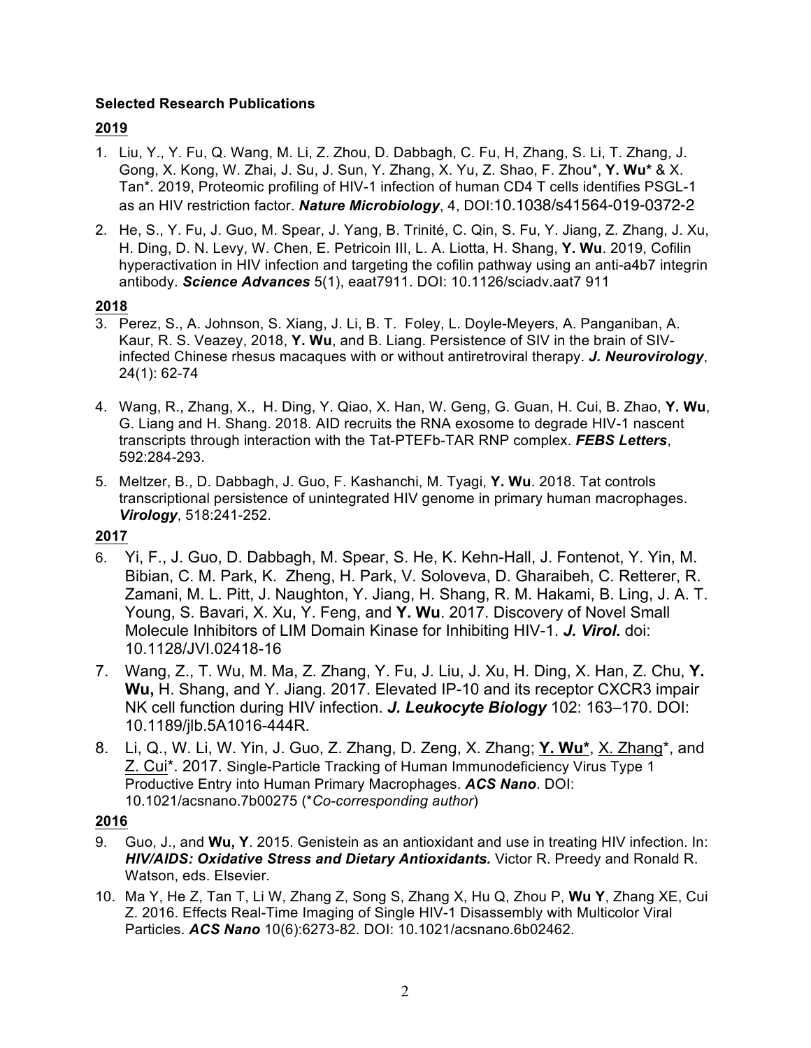**Selected Research Publications**

**2019**

1. Liu, Y., Y. Fu, Q. Wang, M. Li, Z. Zhou, D. Dabbagh, C. Fu, H, Zhang, S. Li, T. Zhang, J. Gong, X. Kong, W. Zhai, J. Su, J. Sun, Y. Zhang, X. Yu, Z. Shao, F. Zhou*, **Y. Wu*** & X. Tan*. 2019, Proteomic profiling of HIV-1 infection of human CD4 T cells identifies PSGL-1 as an HIV restriction factor. ***Nature Microbiology***, 4, DOI:10.1038/s41564-019-0372-2

2. He, S., Y. Fu, J. Guo, M. Spear, J. Yang, B. Trinité, C. Qin, S. Fu, Y. Jiang, Z. Zhang, J. Xu, H. Ding, D. N. Levy, W. Chen, E. Petricoin III, L. A. Liotta, H. Shang, **Y. Wu**. 2019, Cofilin hyperactivation in HIV infection and targeting the cofilin pathway using an anti-a4b7 integrin antibody. ***Science Advances*** 5(1), eaat7911. DOI: 10.1126/sciadv.aat7 911

**2018**

3. Perez, S., A. Johnson, S. Xiang, J. Li, B. T. Foley, L. Doyle-Meyers, A. Panganiban, A. Kaur, R. S. Veazey, 2018, **Y. Wu**, and B. Liang. Persistence of SIV in the brain of SIV-infected Chinese rhesus macaques with or without antiretroviral therapy. ***J. Neurovirology***, 24(1): 62-74

4. Wang, R., Zhang, X., H. Ding, Y. Qiao, X. Han, W. Geng, G. Guan, H. Cui, B. Zhao, **Y. Wu**, G. Liang and H. Shang. 2018. AID recruits the RNA exosome to degrade HIV-1 nascent transcripts through interaction with the Tat-PTEFb-TAR RNP complex. ***FEBS Letters***, 592:284-293.

5. Meltzer, B., D. Dabbagh, J. Guo, F. Kashanchi, M. Tyagi, **Y. Wu**. 2018. Tat controls transcriptional persistence of unintegrated HIV genome in primary human macrophages. ***Virology***, 518:241-252.

**2017**

6. Yi, F., J. Guo, D. Dabbagh, M. Spear, S. He, K. Kehn-Hall, J. Fontenot, Y. Yin, M. Bibian, C. M. Park, K. Zheng, H. Park, V. Soloveva, D. Gharaibeh, C. Retterer, R. Zamani, M. L. Pitt, J. Naughton, Y. Jiang, H. Shang, R. M. Hakami, B. Ling, J. A. T. Young, S. Bavari, X. Xu, Y. Feng, and **Y. Wu**. 2017. Discovery of Novel Small Molecule Inhibitors of LIM Domain Kinase for Inhibiting HIV-1. ***J. Virol.*** doi: 10.1128/JVI.02418-16

7. Wang, Z., T. Wu, M. Ma, Z. Zhang, Y. Fu, J. Liu, J. Xu, H. Ding, X. Han, Z. Chu, **Y. Wu,** H. Shang, and Y. Jiang. 2017. Elevated IP-10 and its receptor CXCR3 impair NK cell function during HIV infection. ***J. Leukocyte Biology*** 102: 163–170. DOI: 10.1189/jlb.5A1016-444R.

8. Li, Q., W. Li, W. Yin, J. Guo, Z. Zhang, D. Zeng, X. Zhang; **Y. Wu***, X. Zhang*, and Z. Cui*. 2017. Single-Particle Tracking of Human Immunodeficiency Virus Type 1 Productive Entry into Human Primary Macrophages. ***ACS Nano***. DOI: 10.1021/acsnano.7b00275 (**Co-corresponding author*)

**2016**

9. Guo, J., and **Wu, Y**. 2015. Genistein as an antioxidant and use in treating HIV infection. In: ***HIV/AIDS: Oxidative Stress and Dietary Antioxidants.*** Victor R. Preedy and Ronald R. Watson, eds. Elsevier.

10. Ma Y, He Z, Tan T, Li W, Zhang Z, Song S, Zhang X, Hu Q, Zhou P, **Wu Y**, Zhang XE, Cui Z. 2016. Effects Real-Time Imaging of Single HIV-1 Disassembly with Multicolor Viral Particles. ***ACS Nano*** 10(6):6273-82. DOI: 10.1021/acsnano.6b02462.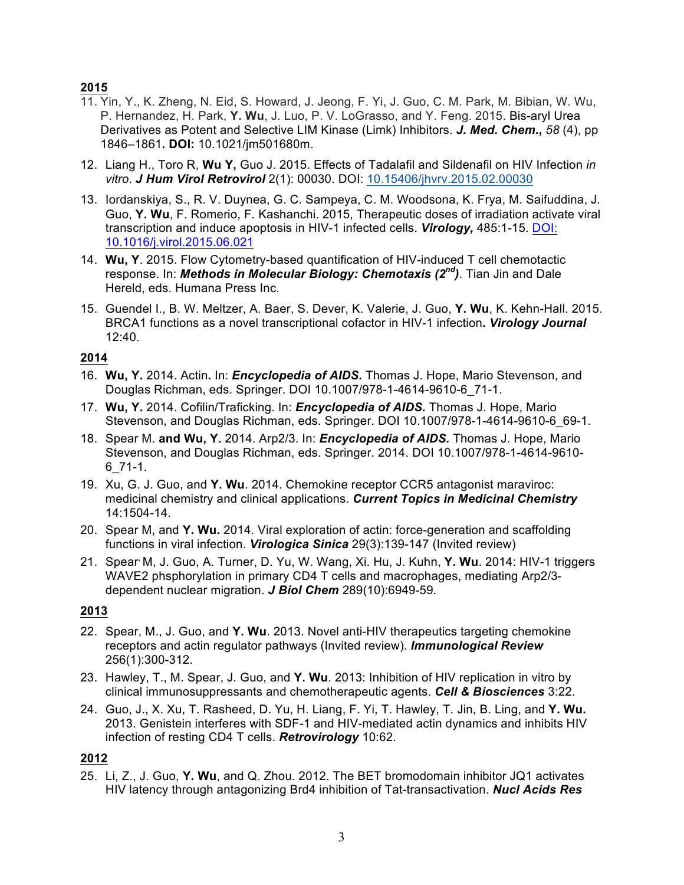**2015**

11. Yin, Y., K. Zheng, N. Eid, S. Howard, J. Jeong, F. Yi, J. Guo, C. M. Park, M. Bibian, W. Wu, P. Hernandez, H. Park, **Y. Wu**, J. Luo, P. V. LoGrasso, and Y. Feng. 2015. Bis-aryl Urea Derivatives as Potent and Selective LIM Kinase (Limk) Inhibitors. ***J. Med. Chem.***, *58* (4), pp 1846–1861**. DOI:** 10.1021/jm501680m.

12. Liang H., Toro R, **Wu Y,** Guo J. 2015. Effects of Tadalafil and Sildenafil on HIV Infection *in vitro*. ***J Hum Virol Retrovirol*** 2(1): 00030. DOI: 10.15406/jhvrv.2015.02.00030

13. Iordanskiya, S., R. V. Duynea, G. C. Sampeya, C. M. Woodsona, K. Frya, M. Saifuddina, J. Guo, **Y. Wu**, F. Romerio, F. Kashanchi. 2015, Therapeutic doses of irradiation activate viral transcription and induce apoptosis in HIV-1 infected cells. ***Virology,*** 485:1-15. DOI: 10.1016/j.virol.2015.06.021

14. **Wu, Y**. 2015. Flow Cytometry-based quantification of HIV-induced T cell chemotactic response. In: ***Methods in Molecular Biology: Chemotaxis (2nd)***. Tian Jin and Dale Hereld, eds. Humana Press Inc.

15. Guendel I., B. W. Meltzer, A. Baer, S. Dever, K. Valerie, J. Guo, **Y. Wu**, K. Kehn-Hall. 2015. BRCA1 functions as a novel transcriptional cofactor in HIV-1 infection**. *Virology Journal*** 12:40.

**2014**

16. **Wu, Y.** 2014. Actin**.** In: ***Encyclopedia of AIDS.*** Thomas J. Hope, Mario Stevenson, and Douglas Richman, eds. Springer. DOI 10.1007/978-1-4614-9610-6_71-1.

17. **Wu, Y.** 2014. Cofilin/Traficking. In: ***Encyclopedia of AIDS.*** Thomas J. Hope, Mario Stevenson, and Douglas Richman, eds. Springer. DOI 10.1007/978-1-4614-9610-6_69-1.

18. Spear M. **and Wu, Y.** 2014. Arp2/3. In: ***Encyclopedia of AIDS.*** Thomas J. Hope, Mario Stevenson, and Douglas Richman, eds. Springer. 2014. DOI 10.1007/978-1-4614-9610-6_71-1.

19. Xu, G. J. Guo, and **Y. Wu**. 2014. Chemokine receptor CCR5 antagonist maraviroc: medicinal chemistry and clinical applications. ***Current Topics in Medicinal Chemistry*** 14:1504-14.

20. Spear M, and **Y. Wu.** 2014. Viral exploration of actin: force-generation and scaffolding functions in viral infection. ***Virologica Sinica*** 29(3):139-147 (Invited review)

21. Spear M, J. Guo, A. Turner, D. Yu, W. Wang, Xi. Hu, J. Kuhn, **Y. Wu**. 2014: HIV-1 triggers WAVE2 phsphorylation in primary CD4 T cells and macrophages, mediating Arp2/3-dependent nuclear migration. ***J Biol Chem*** 289(10):6949-59*.*

**2013**

22. Spear, M., J. Guo, and **Y. Wu**. 2013. Novel anti-HIV therapeutics targeting chemokine receptors and actin regulator pathways (Invited review). ***Immunological Review*** 256(1):300-312.

23. Hawley, T., M. Spear, J. Guo, and **Y. Wu**. 2013: Inhibition of HIV replication in vitro by clinical immunosuppressants and chemotherapeutic agents. ***Cell & Biosciences*** 3:22.

24. Guo, J., X. Xu, T. Rasheed, D. Yu, H. Liang, F. Yi, T. Hawley, T. Jin, B. Ling, and **Y. Wu.** 2013. Genistein interferes with SDF-1 and HIV-mediated actin dynamics and inhibits HIV infection of resting CD4 T cells. ***Retrovirology*** 10:62.

**2012**

25. Li, Z., J. Guo, **Y. Wu**, and Q. Zhou. 2012. The BET bromodomain inhibitor JQ1 activates HIV latency through antagonizing Brd4 inhibition of Tat-transactivation. ***Nucl Acids Res***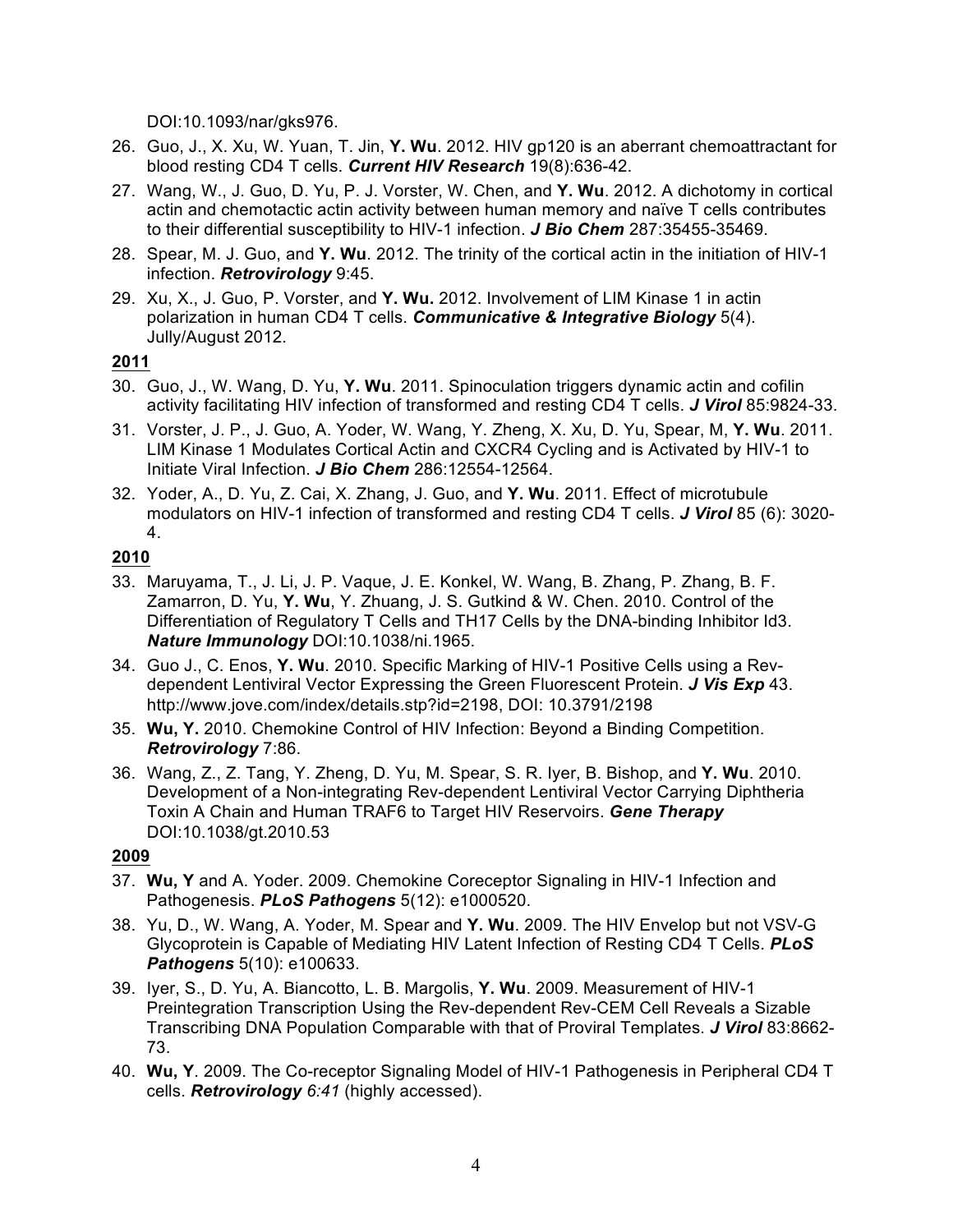DOI:10.1093/nar/gks976.

26. Guo, J., X. Xu, W. Yuan, T. Jin, **Y. Wu**. 2012. HIV gp120 is an aberrant chemoattractant for blood resting CD4 T cells. ***Current HIV Research*** 19(8):636-42.
27. Wang, W., J. Guo, D. Yu, P. J. Vorster, W. Chen, and **Y. Wu**. 2012. A dichotomy in cortical actin and chemotactic actin activity between human memory and naïve T cells contributes to their differential susceptibility to HIV-1 infection. ***J Bio Chem*** 287:35455-35469.
28. Spear, M. J. Guo, and **Y. Wu**. 2012. The trinity of the cortical actin in the initiation of HIV-1 infection. ***Retrovirology*** 9:45.
29. Xu, X., J. Guo, P. Vorster, and **Y. Wu.** 2012. Involvement of LIM Kinase 1 in actin polarization in human CD4 T cells. ***Communicative & Integrative Biology*** 5(4). Jully/August 2012.

**2011**

30. Guo, J., W. Wang, D. Yu, **Y. Wu**. 2011. Spinoculation triggers dynamic actin and cofilin activity facilitating HIV infection of transformed and resting CD4 T cells. ***J Virol*** 85:9824-33.
31. Vorster, J. P., J. Guo, A. Yoder, W. Wang, Y. Zheng, X. Xu, D. Yu, Spear, M, **Y. Wu**. 2011. LIM Kinase 1 Modulates Cortical Actin and CXCR4 Cycling and is Activated by HIV-1 to Initiate Viral Infection. ***J Bio Chem*** 286:12554-12564.
32. Yoder, A., D. Yu, Z. Cai, X. Zhang, J. Guo, and **Y. Wu**. 2011. Effect of microtubule modulators on HIV-1 infection of transformed and resting CD4 T cells. ***J Virol*** 85 (6): 3020-4.

**2010**

33. Maruyama, T., J. Li, J. P. Vaque, J. E. Konkel, W. Wang, B. Zhang, P. Zhang, B. F. Zamarron, D. Yu, **Y. Wu**, Y. Zhuang, J. S. Gutkind & W. Chen. 2010. Control of the Differentiation of Regulatory T Cells and TH17 Cells by the DNA-binding Inhibitor Id3. ***Nature Immunology*** DOI:10.1038/ni.1965.
34. Guo J., C. Enos, **Y. Wu**. 2010. Specific Marking of HIV-1 Positive Cells using a Rev-dependent Lentiviral Vector Expressing the Green Fluorescent Protein. ***J Vis Exp*** 43. http://www.jove.com/index/details.stp?id=2198, DOI: 10.3791/2198
35. **Wu, Y.** 2010. Chemokine Control of HIV Infection: Beyond a Binding Competition. ***Retrovirology*** 7:86.
36. Wang, Z., Z. Tang, Y. Zheng, D. Yu, M. Spear, S. R. Iyer, B. Bishop, and **Y. Wu**. 2010. Development of a Non-integrating Rev-dependent Lentiviral Vector Carrying Diphtheria Toxin A Chain and Human TRAF6 to Target HIV Reservoirs. ***Gene Therapy*** DOI:10.1038/gt.2010.53

**2009**

37. **Wu, Y** and A. Yoder. 2009. Chemokine Coreceptor Signaling in HIV-1 Infection and Pathogenesis. ***PLoS Pathogens*** 5(12): e1000520.
38. Yu, D., W. Wang, A. Yoder, M. Spear and **Y. Wu**. 2009. The HIV Envelop but not VSV-G Glycoprotein is Capable of Mediating HIV Latent Infection of Resting CD4 T Cells. ***PLoS Pathogens*** 5(10): e100633.
39. Iyer, S., D. Yu, A. Biancotto, L. B. Margolis, **Y. Wu**. 2009. Measurement of HIV-1 Preintegration Transcription Using the Rev-dependent Rev-CEM Cell Reveals a Sizable Transcribing DNA Population Comparable with that of Proviral Templates. ***J Virol*** 83:8662-73.
40. **Wu, Y**. 2009. The Co-receptor Signaling Model of HIV-1 Pathogenesis in Peripheral CD4 T cells. ***Retrovirology*** *6:41* (highly accessed).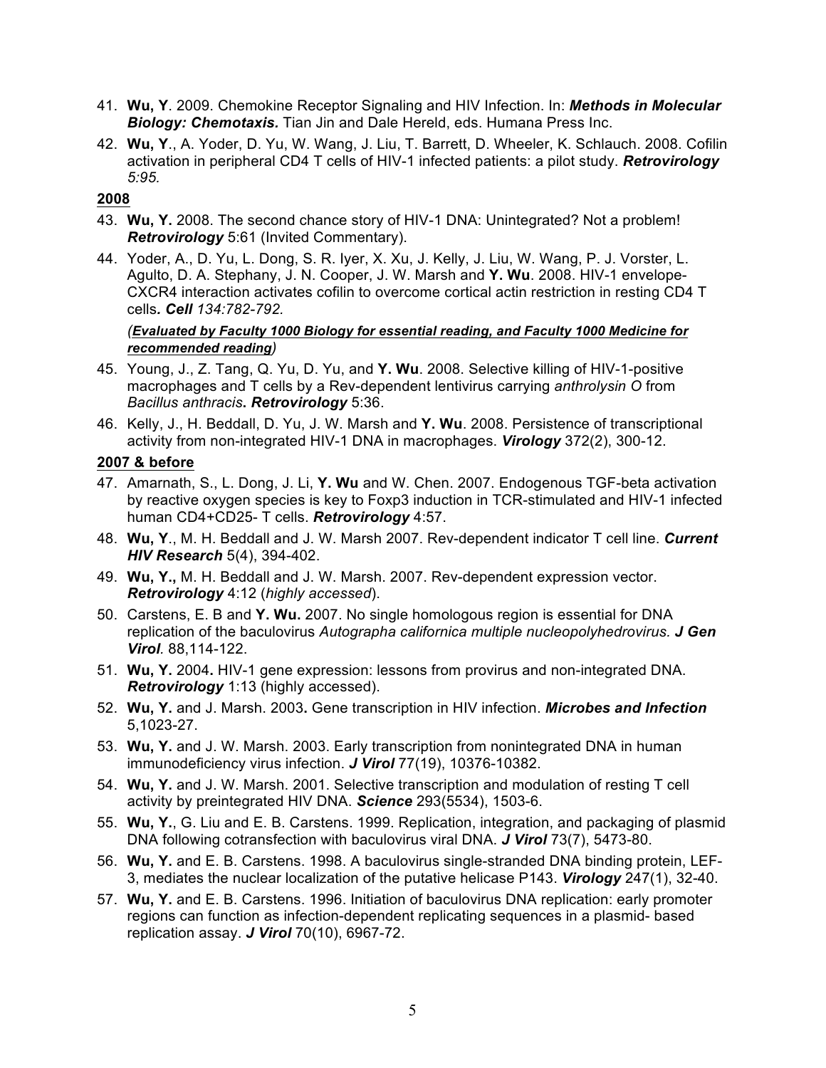41. **Wu, Y**. 2009. Chemokine Receptor Signaling and HIV Infection. In: ***Methods in Molecular Biology: Chemotaxis.*** Tian Jin and Dale Hereld, eds. Humana Press Inc.
42. **Wu, Y**., A. Yoder, D. Yu, W. Wang, J. Liu, T. Barrett, D. Wheeler, K. Schlauch. 2008. Cofilin activation in peripheral CD4 T cells of HIV-1 infected patients: a pilot study. ***Retrovirology*** *5:95.*

**2008**

43. **Wu, Y.** 2008. The second chance story of HIV-1 DNA: Unintegrated? Not a problem! ***Retrovirology*** 5:61 (Invited Commentary).
44. Yoder, A., D. Yu, L. Dong, S. R. Iyer, X. Xu, J. Kelly, J. Liu, W. Wang, P. J. Vorster, L. Agulto, D. A. Stephany, J. N. Cooper, J. W. Marsh and **Y. Wu**. 2008. HIV-1 envelope-CXCR4 interaction activates cofilin to overcome cortical actin restriction in resting CD4 T cells**.** ***Cell*** *134:782-792.*

    *(**Evaluated by Faculty 1000 Biology for essential reading, and Faculty 1000 Medicine for recommended reading**)*

45. Young, J., Z. Tang, Q. Yu, D. Yu, and **Y. Wu**. 2008. Selective killing of HIV-1-positive macrophages and T cells by a Rev-dependent lentivirus carrying *anthrolysin O* from *Bacillus anthracis***. *Retrovirology*** 5:36.
46. Kelly, J., H. Beddall, D. Yu, J. W. Marsh and **Y. Wu**. 2008. Persistence of transcriptional activity from non-integrated HIV-1 DNA in macrophages. ***Virology*** 372(2), 300-12.

**2007 & before**

47. Amarnath, S., L. Dong, J. Li, **Y. Wu** and W. Chen. 2007. Endogenous TGF-beta activation by reactive oxygen species is key to Foxp3 induction in TCR-stimulated and HIV-1 infected human CD4+CD25- T cells. ***Retrovirology*** 4:57.
48. **Wu, Y**., M. H. Beddall and J. W. Marsh 2007. Rev-dependent indicator T cell line. ***Current HIV Research*** 5(4), 394-402.
49. **Wu, Y.,** M. H. Beddall and J. W. Marsh. 2007. Rev-dependent expression vector. ***Retrovirology*** 4:12 (*highly accessed*).
50. Carstens, E. B and **Y. Wu.** 2007. No single homologous region is essential for DNA replication of the baculovirus *Autographa californica multiple nucleopolyhedrovirus.* ***J Gen Virol***. 88,114-122.
51. **Wu, Y.** 2004**.** HIV-1 gene expression: lessons from provirus and non-integrated DNA. ***Retrovirology*** 1:13 (highly accessed).
52. **Wu, Y.** and J. Marsh. 2003**.** Gene transcription in HIV infection. ***Microbes and Infection*** 5,1023-27.
53. **Wu, Y.** and J. W. Marsh. 2003. Early transcription from nonintegrated DNA in human immunodeficiency virus infection. ***J Virol*** 77(19), 10376-10382.
54. **Wu, Y.** and J. W. Marsh. 2001. Selective transcription and modulation of resting T cell activity by preintegrated HIV DNA. ***Science*** 293(5534), 1503-6.
55. **Wu, Y.**, G. Liu and E. B. Carstens. 1999. Replication, integration, and packaging of plasmid DNA following cotransfection with baculovirus viral DNA. ***J Virol*** 73(7), 5473-80.
56. **Wu, Y.** and E. B. Carstens. 1998. A baculovirus single-stranded DNA binding protein, LEF-3, mediates the nuclear localization of the putative helicase P143. ***Virology*** 247(1), 32-40.
57. **Wu, Y.** and E. B. Carstens. 1996. Initiation of baculovirus DNA replication: early promoter regions can function as infection-dependent replicating sequences in a plasmid- based replication assay. ***J Virol*** 70(10), 6967-72.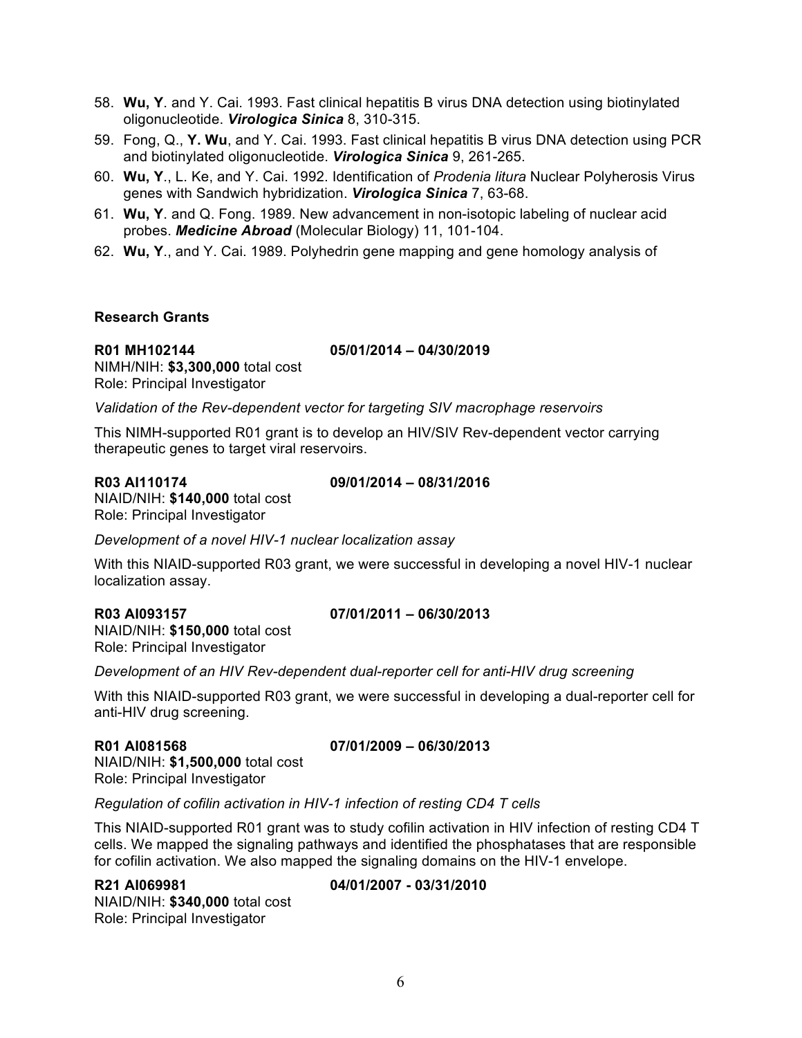58. **Wu, Y**. and Y. Cai. 1993. Fast clinical hepatitis B virus DNA detection using biotinylated oligonucleotide. ***Virologica Sinica*** 8, 310-315.
59. Fong, Q., **Y. Wu**, and Y. Cai. 1993. Fast clinical hepatitis B virus DNA detection using PCR and biotinylated oligonucleotide. ***Virologica Sinica*** 9, 261-265.
60. **Wu, Y**., L. Ke, and Y. Cai. 1992. Identification of *Prodenia litura* Nuclear Polyherosis Virus genes with Sandwich hybridization. ***Virologica Sinica*** 7, 63-68.
61. **Wu, Y**. and Q. Fong. 1989. New advancement in non-isotopic labeling of nuclear acid probes. ***Medicine Abroad*** (Molecular Biology) 11, 101-104.
62. **Wu, Y**., and Y. Cai. 1989. Polyhedrin gene mapping and gene homology analysis of

**Research Grants**

**R01 MH102144** **05/01/2014 – 04/30/2019**
NIMH/NIH: **$3,300,000** total cost
Role: Principal Investigator

*Validation of the Rev-dependent vector for targeting SIV macrophage reservoirs*

This NIMH-supported R01 grant is to develop an HIV/SIV Rev-dependent vector carrying therapeutic genes to target viral reservoirs.

**R03 AI110174** **09/01/2014 – 08/31/2016**
NIAID/NIH: **$140,000** total cost
Role: Principal Investigator

*Development of a novel HIV-1 nuclear localization assay*

With this NIAID-supported R03 grant, we were successful in developing a novel HIV-1 nuclear localization assay.

**R03 AI093157** **07/01/2011 – 06/30/2013**
NIAID/NIH: **$150,000** total cost
Role: Principal Investigator

*Development of an HIV Rev-dependent dual-reporter cell for anti-HIV drug screening*

With this NIAID-supported R03 grant, we were successful in developing a dual-reporter cell for anti-HIV drug screening.

**R01 AI081568** **07/01/2009 – 06/30/2013**
NIAID/NIH: **$1,500,000** total cost
Role: Principal Investigator

*Regulation of cofilin activation in HIV-1 infection of resting CD4 T cells*

This NIAID-supported R01 grant was to study cofilin activation in HIV infection of resting CD4 T cells. We mapped the signaling pathways and identified the phosphatases that are responsible for cofilin activation. We also mapped the signaling domains on the HIV-1 envelope.

**R21 AI069981** **04/01/2007 - 03/31/2010**
NIAID/NIH: **$340,000** total cost
Role: Principal Investigator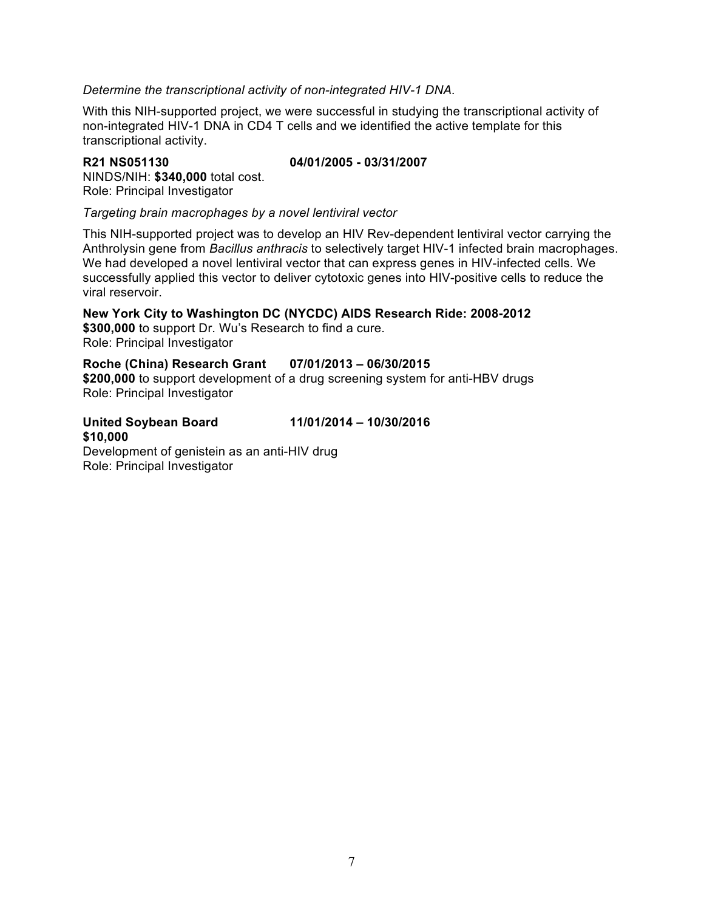*Determine the transcriptional activity of non-integrated HIV-1 DNA.*

With this NIH-supported project, we were successful in studying the transcriptional activity of non-integrated HIV-1 DNA in CD4 T cells and we identified the active template for this transcriptional activity.

**R21 NS051130 04/01/2005 - 03/31/2007**
NINDS/NIH: **$340,000** total cost.
Role: Principal Investigator

*Targeting brain macrophages by a novel lentiviral vector*

This NIH-supported project was to develop an HIV Rev-dependent lentiviral vector carrying the Anthrolysin gene from *Bacillus anthracis* to selectively target HIV-1 infected brain macrophages. We had developed a novel lentiviral vector that can express genes in HIV-infected cells. We successfully applied this vector to deliver cytotoxic genes into HIV-positive cells to reduce the viral reservoir.

**New York City to Washington DC (NYCDC) AIDS Research Ride: 2008-2012**
**$300,000** to support Dr. Wu's Research to find a cure.
Role: Principal Investigator

**Roche (China) Research Grant 07/01/2013 – 06/30/2015**
**$200,000** to support development of a drug screening system for anti-HBV drugs
Role: Principal Investigator

**United Soybean Board 11/01/2014 – 10/30/2016**
**$10,000**
Development of genistein as an anti-HIV drug
Role: Principal Investigator